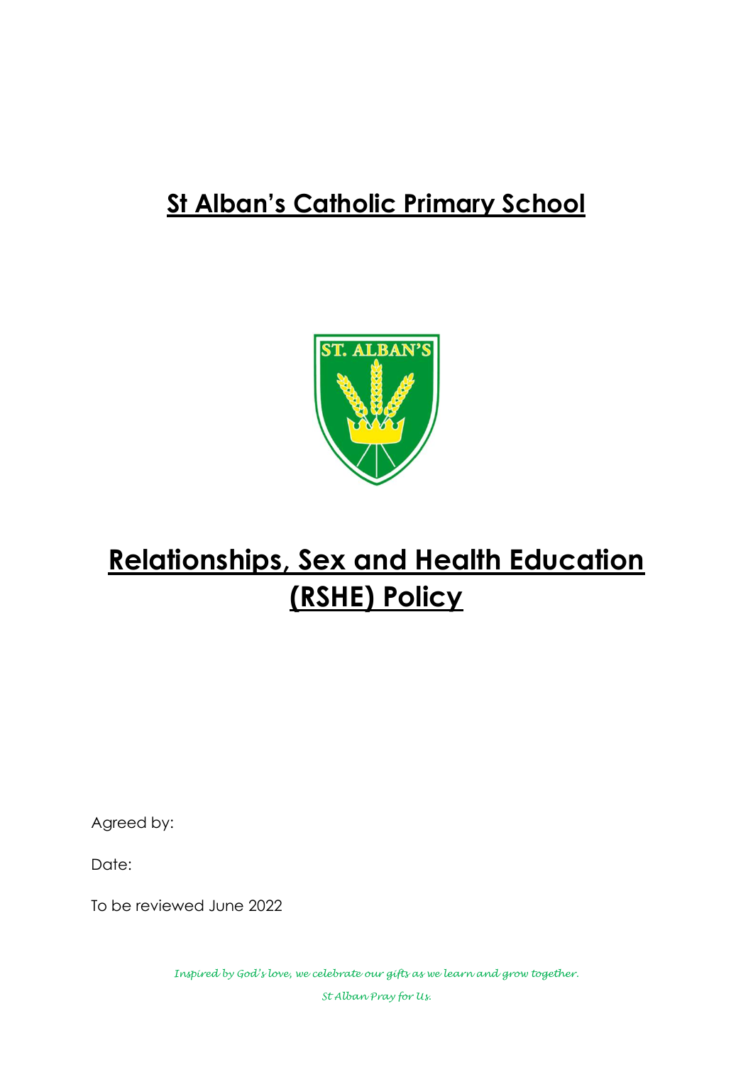# St Alban's Catholic Primary School

# Relationships, Sex and Health Education (RSHE) Policy

Agreed by:

Date:

To be reviewed June 2022

*Inspired by God's love, we celebrate our gifts as we learn and grow together.*

*St Alban Pray for Us.*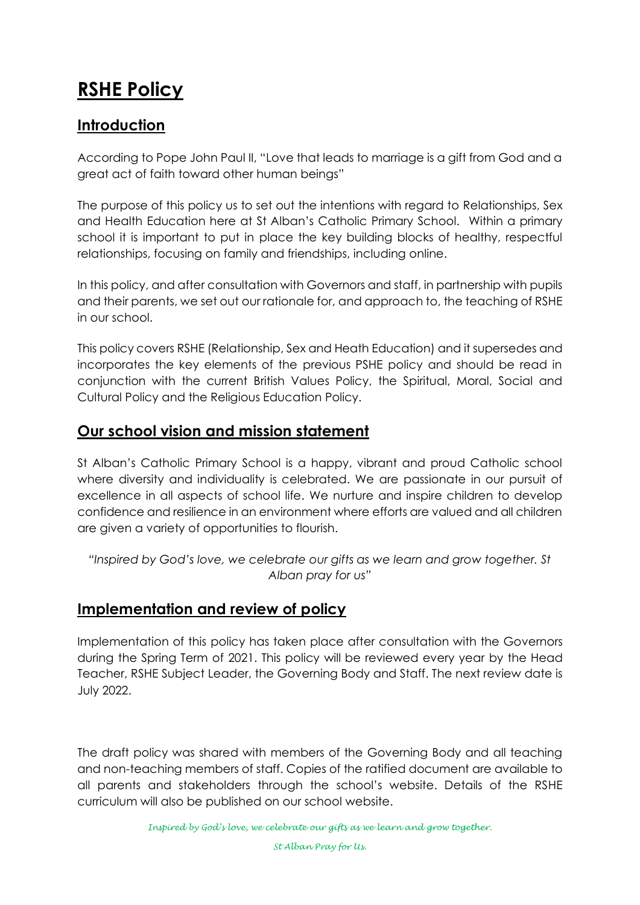# RSHE Policy

## Introduction

According to Pope John Paul II, "Love that leads to marriage is a gift from God and a great act of faith toward other human beings"

The purpose of this policy us to set out the intentions with regard to Relationships, Sex and Health Education here at St Alban's Catholic Primary School. Within a primary school it is important to put in place the key building blocks of healthy, respectful relationships, focusing on family and friendships, including online.

In this policy, and after consultation with Governors and staff, in partnership with pupils and their parents, we set out our rationale for, and approach to, the teaching of RSHE in our school.

This policy covers RSHE (Relationship, Sex and Heath Education) and it supersedes and incorporates the key elements of the previous PSHE policy and should be read in conjunction with the current British Values Policy, the Spiritual, Moral, Social and Cultural Policy and the Religious Education Policy.

## Our school vision and mission statement

St Alban's Catholic Primary School is a happy, vibrant and proud Catholic school where diversity and individuality is celebrated. We are passionate in our pursuit of excellence in all aspects of school life. We nurture and inspire children to develop confidence and resilience in an environment where efforts are valued and all children are given a variety of opportunities to flourish.

*"Inspired by God's love, we celebrate our gifts as we learn and grow together. St Alban pray for us"*

## Implementation and review of policy

Implementation of this policy has taken place after consultation with the Governors during the Spring Term of 2021. This policy will be reviewed every year by the Head Teacher, RSHE Subject Leader, the Governing Body and Staff. The next review date is July 2022.

The draft policy was shared with members of the Governing Body and all teaching and non-teaching members of staff. Copies of the ratified document are available to all parents and stakeholders through the school's website. Details of the RSHE curriculum will also be published on our school website.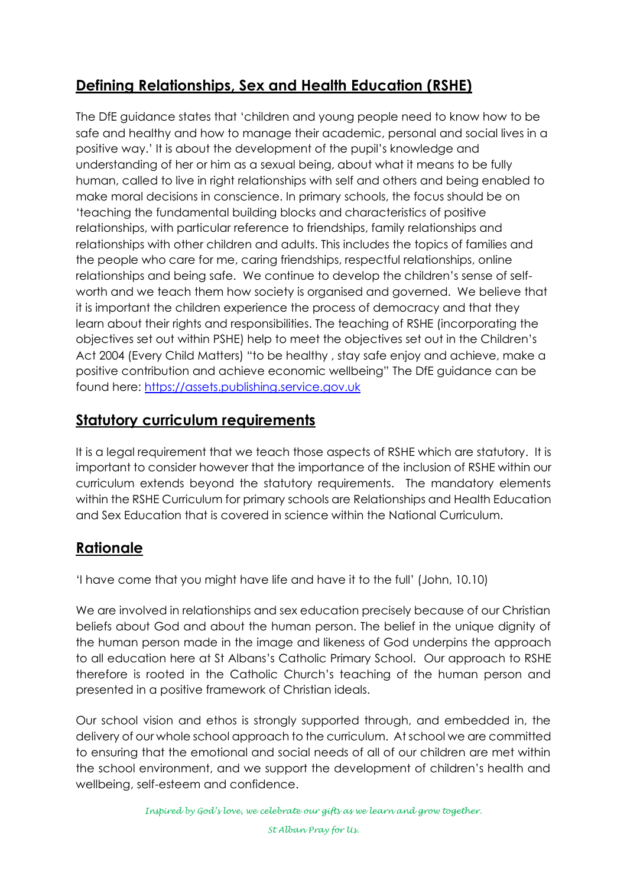## Defining Relationships, Sex and Health Education (RSHE)

The DfE guidance states that 'children and young people need to know how to be safe and healthy and how to manage their academic, personal and social lives in a positive way.' It is about the development of the pupil's knowledge and understanding of her or him as a sexual being, about what it means to be fully human, called to live in right relationships with self and others and being enabled to make moral decisions in conscience. In primary schools, the focus should be on 'teaching the fundamental building blocks and characteristics of positive relationships, with particular reference to friendships, family relationships and relationships with other children and adults. This includes the topics of families and the people who care for me, caring friendships, respectful relationships, online relationships and being safe. We continue to develop the children's sense of self-worth and we teach them how society is organised and governed. We believe that it is important the children experience the process of democracy and that they learn about their rights and responsibilities. The teaching of RSHE (incorporating the objectives set out within PSHE) help to meet the objectives set out in the Children's Act 2004 (Every Child Matters) "to be healthy , stay safe enjoy and achieve, make a positive contribution and achieve economic wellbeing" The DfE guidance can be found here: [https://assets.publishing.service.gov.uk](https://assets.publishing.service.gov.uk)

## Statutory curriculum requirements

It is a legal requirement that we teach those aspects of RSHE which are statutory. It is important to consider however that the importance of the inclusion of RSHE within our curriculum extends beyond the statutory requirements. The mandatory elements within the RSHE Curriculum for primary schools are Relationships and Health Education and Sex Education that is covered in science within the National Curriculum.

## Rationale

'I have come that you might have life and have it to the full' (John, 10.10)

We are involved in relationships and sex education precisely because of our Christian beliefs about God and about the human person. The belief in the unique dignity of the human person made in the image and likeness of God underpins the approach to all education here at St Albans's Catholic Primary School. Our approach to RSHE therefore is rooted in the Catholic Church's teaching of the human person and presented in a positive framework of Christian ideals.

Our school vision and ethos is strongly supported through, and embedded in, the delivery of our whole school approach to the curriculum. At school we are committed to ensuring that the emotional and social needs of all of our children are met within the school environment, and we support the development of children's health and wellbeing, self-esteem and confidence.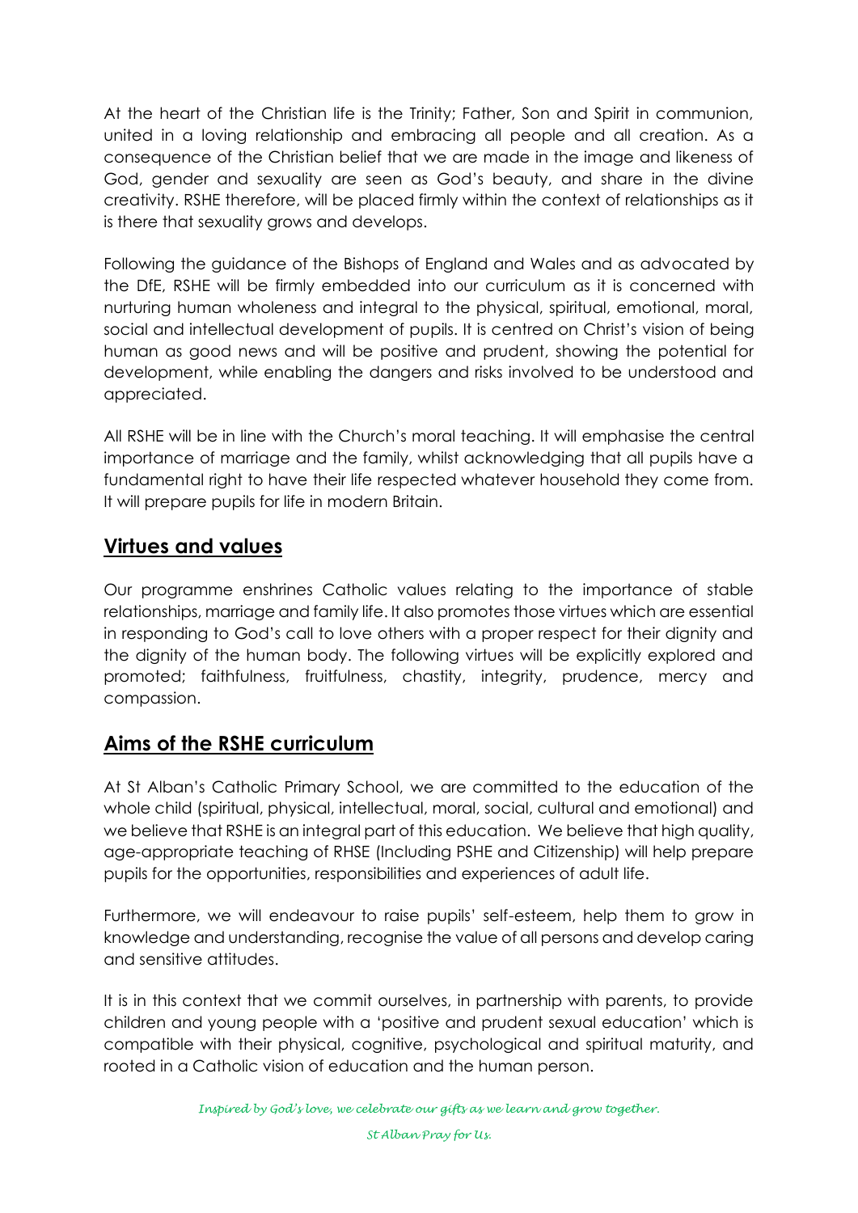At the heart of the Christian life is the Trinity; Father, Son and Spirit in communion, united in a loving relationship and embracing all people and all creation. As a consequence of the Christian belief that we are made in the image and likeness of God, gender and sexuality are seen as God's beauty, and share in the divine creativity. RSHE therefore, will be placed firmly within the context of relationships as it is there that sexuality grows and develops.

Following the guidance of the Bishops of England and Wales and as advocated by the DfE, RSHE will be firmly embedded into our curriculum as it is concerned with nurturing human wholeness and integral to the physical, spiritual, emotional, moral, social and intellectual development of pupils. It is centred on Christ's vision of being human as good news and will be positive and prudent, showing the potential for development, while enabling the dangers and risks involved to be understood and appreciated.

All RSHE will be in line with the Church's moral teaching. It will emphasise the central importance of marriage and the family, whilst acknowledging that all pupils have a fundamental right to have their life respected whatever household they come from. It will prepare pupils for life in modern Britain.

## Virtues and values

Our programme enshrines Catholic values relating to the importance of stable relationships, marriage and family life. It also promotes those virtues which are essential in responding to God's call to love others with a proper respect for their dignity and the dignity of the human body. The following virtues will be explicitly explored and promoted; faithfulness, fruitfulness, chastity, integrity, prudence, mercy and compassion.

## Aims of the RSHE curriculum

At St Alban's Catholic Primary School, we are committed to the education of the whole child (spiritual, physical, intellectual, moral, social, cultural and emotional) and we believe that RSHE is an integral part of this education. We believe that high quality, age-appropriate teaching of RHSE (Including PSHE and Citizenship) will help prepare pupils for the opportunities, responsibilities and experiences of adult life.

Furthermore, we will endeavour to raise pupils' self-esteem, help them to grow in knowledge and understanding, recognise the value of all persons and develop caring and sensitive attitudes.

It is in this context that we commit ourselves, in partnership with parents, to provide children and young people with a 'positive and prudent sexual education' which is compatible with their physical, cognitive, psychological and spiritual maturity, and rooted in a Catholic vision of education and the human person.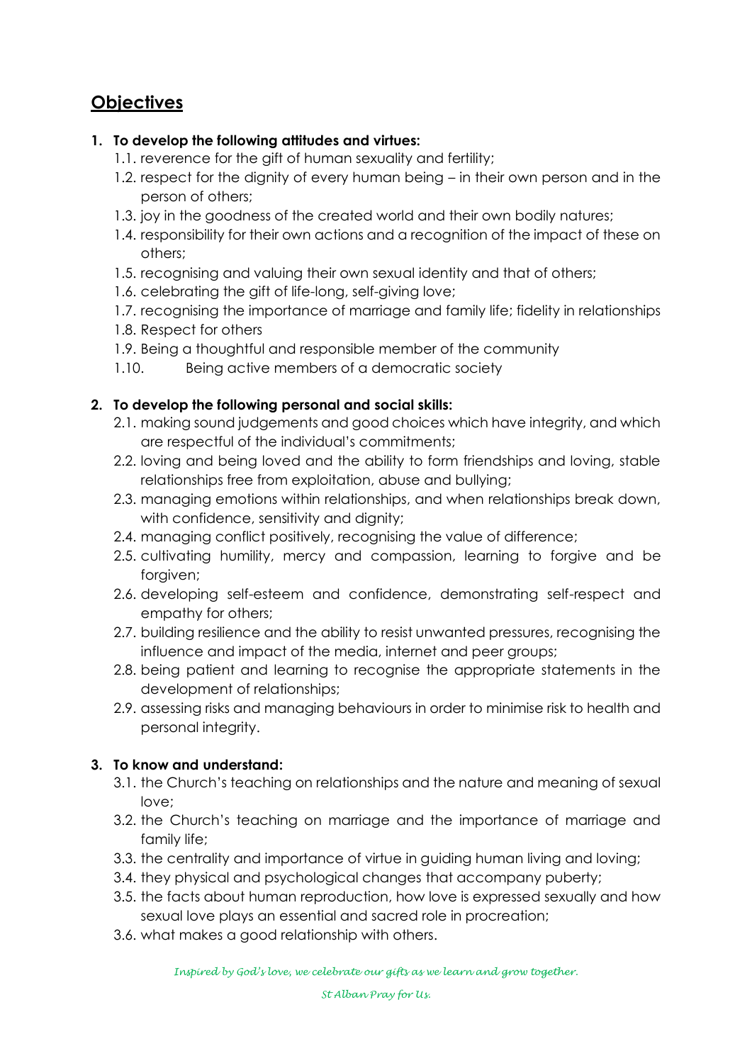## Objectives

1. **To develop the following attitudes and virtues:**
   1.1. reverence for the gift of human sexuality and fertility;
   1.2. respect for the dignity of every human being – in their own person and in the person of others;
   1.3. joy in the goodness of the created world and their own bodily natures;
   1.4. responsibility for their own actions and a recognition of the impact of these on others;
   1.5. recognising and valuing their own sexual identity and that of others;
   1.6. celebrating the gift of life-long, self-giving love;
   1.7. recognising the importance of marriage and family life; fidelity in relationships
   1.8. Respect for others
   1.9. Being a thoughtful and responsible member of the community
   1.10. Being active members of a democratic society

2. **To develop the following personal and social skills:**
   2.1. making sound judgements and good choices which have integrity, and which are respectful of the individual's commitments;
   2.2. loving and being loved and the ability to form friendships and loving, stable relationships free from exploitation, abuse and bullying;
   2.3. managing emotions within relationships, and when relationships break down, with confidence, sensitivity and dignity;
   2.4. managing conflict positively, recognising the value of difference;
   2.5. cultivating humility, mercy and compassion, learning to forgive and be forgiven;
   2.6. developing self-esteem and confidence, demonstrating self-respect and empathy for others;
   2.7. building resilience and the ability to resist unwanted pressures, recognising the influence and impact of the media, internet and peer groups;
   2.8. being patient and learning to recognise the appropriate statements in the development of relationships;
   2.9. assessing risks and managing behaviours in order to minimise risk to health and personal integrity.

3. **To know and understand:**
   3.1. the Church's teaching on relationships and the nature and meaning of sexual love;
   3.2. the Church's teaching on marriage and the importance of marriage and family life;
   3.3. the centrality and importance of virtue in guiding human living and loving;
   3.4. they physical and psychological changes that accompany puberty;
   3.5. the facts about human reproduction, how love is expressed sexually and how sexual love plays an essential and sacred role in procreation;
   3.6. what makes a good relationship with others.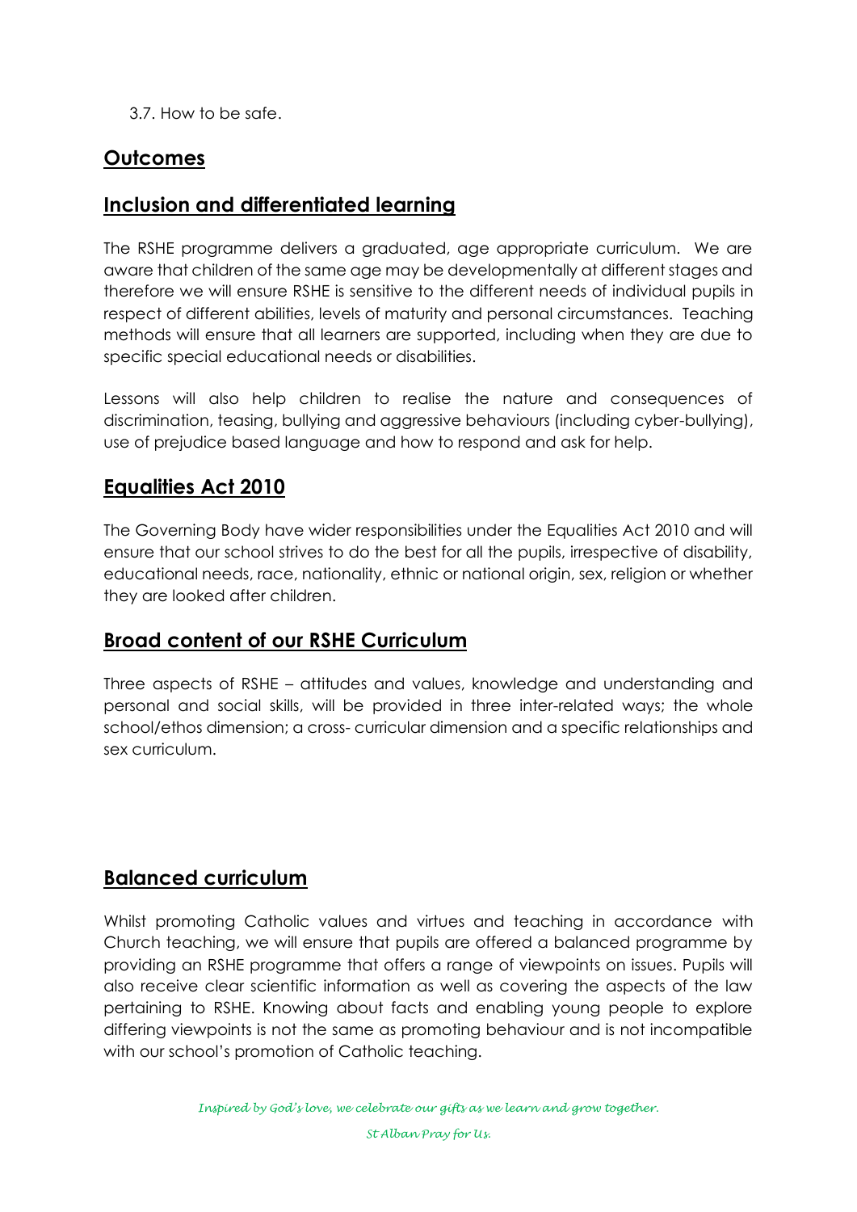3.7. How to be safe.

## Outcomes

## Inclusion and differentiated learning

The RSHE programme delivers a graduated, age appropriate curriculum. We are aware that children of the same age may be developmentally at different stages and therefore we will ensure RSHE is sensitive to the different needs of individual pupils in respect of different abilities, levels of maturity and personal circumstances. Teaching methods will ensure that all learners are supported, including when they are due to specific special educational needs or disabilities.

Lessons will also help children to realise the nature and consequences of discrimination, teasing, bullying and aggressive behaviours (including cyber-bullying), use of prejudice based language and how to respond and ask for help.

## Equalities Act 2010

The Governing Body have wider responsibilities under the Equalities Act 2010 and will ensure that our school strives to do the best for all the pupils, irrespective of disability, educational needs, race, nationality, ethnic or national origin, sex, religion or whether they are looked after children.

## Broad content of our RSHE Curriculum

Three aspects of RSHE – attitudes and values, knowledge and understanding and personal and social skills, will be provided in three inter-related ways; the whole school/ethos dimension; a cross- curricular dimension and a specific relationships and sex curriculum.

## Balanced curriculum

Whilst promoting Catholic values and virtues and teaching in accordance with Church teaching, we will ensure that pupils are offered a balanced programme by providing an RSHE programme that offers a range of viewpoints on issues. Pupils will also receive clear scientific information as well as covering the aspects of the law pertaining to RSHE. Knowing about facts and enabling young people to explore differing viewpoints is not the same as promoting behaviour and is not incompatible with our school's promotion of Catholic teaching.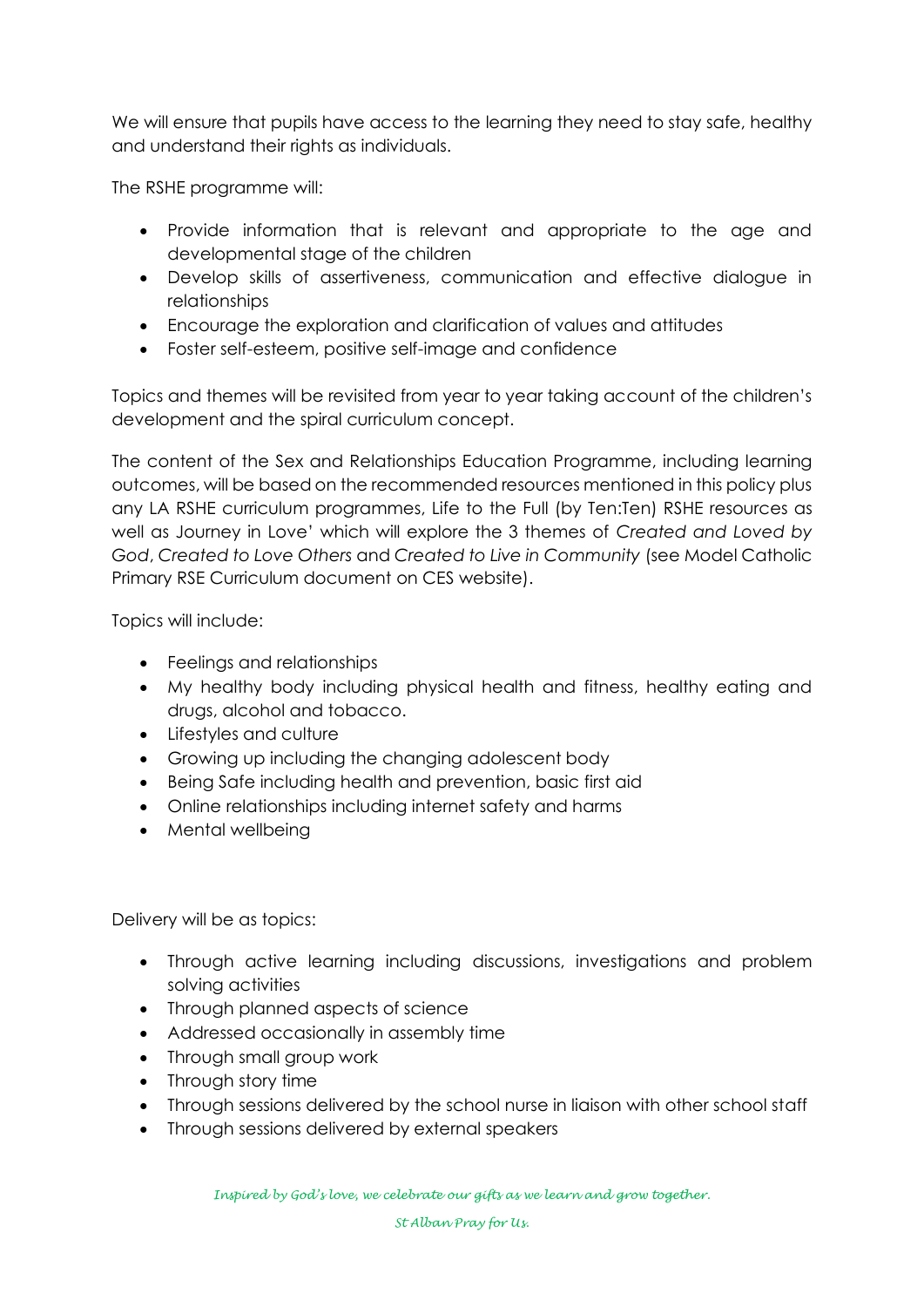We will ensure that pupils have access to the learning they need to stay safe, healthy and understand their rights as individuals.

The RSHE programme will:

- Provide information that is relevant and appropriate to the age and developmental stage of the children
- Develop skills of assertiveness, communication and effective dialogue in relationships
- Encourage the exploration and clarification of values and attitudes
- Foster self-esteem, positive self-image and confidence

Topics and themes will be revisited from year to year taking account of the children's development and the spiral curriculum concept.

The content of the Sex and Relationships Education Programme, including learning outcomes, will be based on the recommended resources mentioned in this policy plus any LA RSHE curriculum programmes, Life to the Full (by Ten:Ten) RSHE resources as well as Journey in Love' which will explore the 3 themes of *Created and Loved by God*, *Created to Love Others* and *Created to Live in Community* (see Model Catholic Primary RSE Curriculum document on CES website).

Topics will include:

- Feelings and relationships
- My healthy body including physical health and fitness, healthy eating and drugs, alcohol and tobacco.
- Lifestyles and culture
- Growing up including the changing adolescent body
- Being Safe including health and prevention, basic first aid
- Online relationships including internet safety and harms
- Mental wellbeing

Delivery will be as topics:

- Through active learning including discussions, investigations and problem solving activities
- Through planned aspects of science
- Addressed occasionally in assembly time
- Through small group work
- Through story time
- Through sessions delivered by the school nurse in liaison with other school staff
- Through sessions delivered by external speakers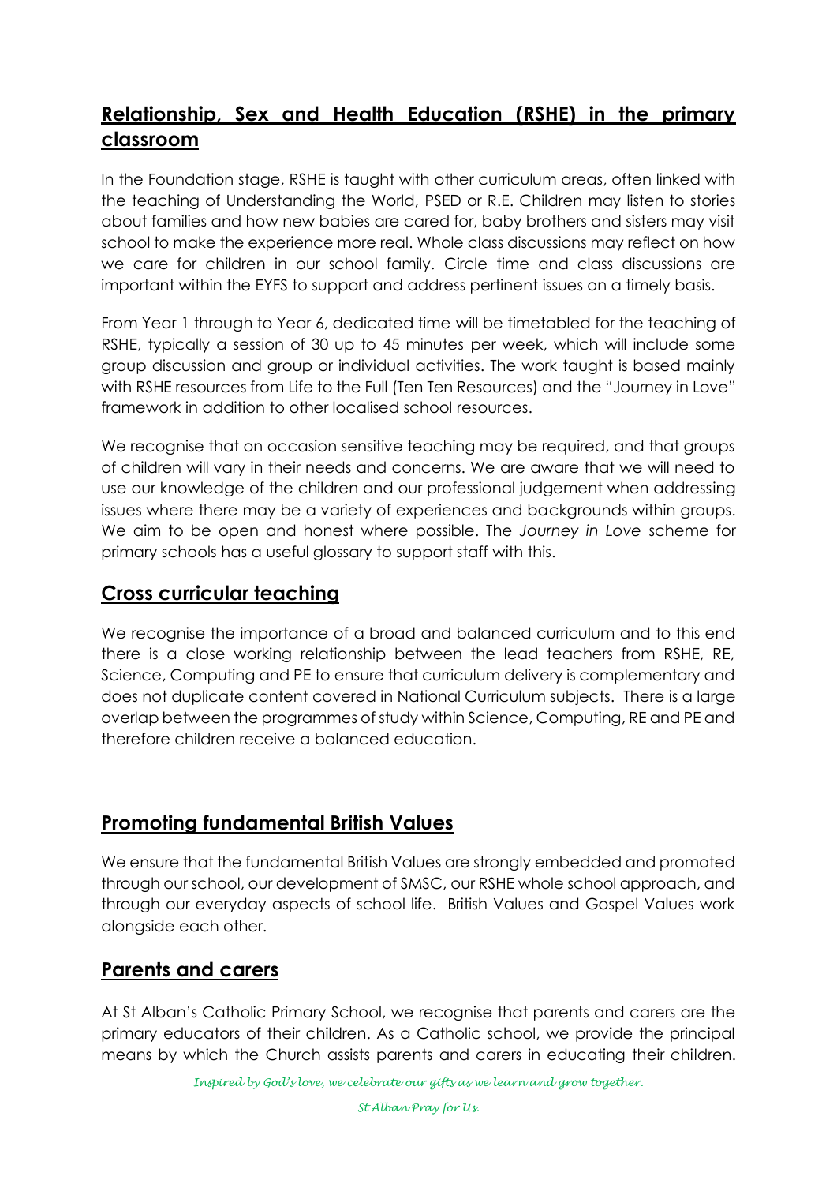## Relationship, Sex and Health Education (RSHE) in the primary classroom

In the Foundation stage, RSHE is taught with other curriculum areas, often linked with the teaching of Understanding the World, PSED or R.E. Children may listen to stories about families and how new babies are cared for, baby brothers and sisters may visit school to make the experience more real. Whole class discussions may reflect on how we care for children in our school family. Circle time and class discussions are important within the EYFS to support and address pertinent issues on a timely basis.

From Year 1 through to Year 6, dedicated time will be timetabled for the teaching of RSHE, typically a session of 30 up to 45 minutes per week, which will include some group discussion and group or individual activities. The work taught is based mainly with RSHE resources from Life to the Full (Ten Ten Resources) and the "Journey in Love" framework in addition to other localised school resources.

We recognise that on occasion sensitive teaching may be required, and that groups of children will vary in their needs and concerns. We are aware that we will need to use our knowledge of the children and our professional judgement when addressing issues where there may be a variety of experiences and backgrounds within groups. We aim to be open and honest where possible. The *Journey in Love* scheme for primary schools has a useful glossary to support staff with this.

## Cross curricular teaching

We recognise the importance of a broad and balanced curriculum and to this end there is a close working relationship between the lead teachers from RSHE, RE, Science, Computing and PE to ensure that curriculum delivery is complementary and does not duplicate content covered in National Curriculum subjects. There is a large overlap between the programmes of study within Science, Computing, RE and PE and therefore children receive a balanced education.

## Promoting fundamental British Values

We ensure that the fundamental British Values are strongly embedded and promoted through our school, our development of SMSC, our RSHE whole school approach, and through our everyday aspects of school life. British Values and Gospel Values work alongside each other.

## Parents and carers

At St Alban's Catholic Primary School, we recognise that parents and carers are the primary educators of their children. As a Catholic school, we provide the principal means by which the Church assists parents and carers in educating their children.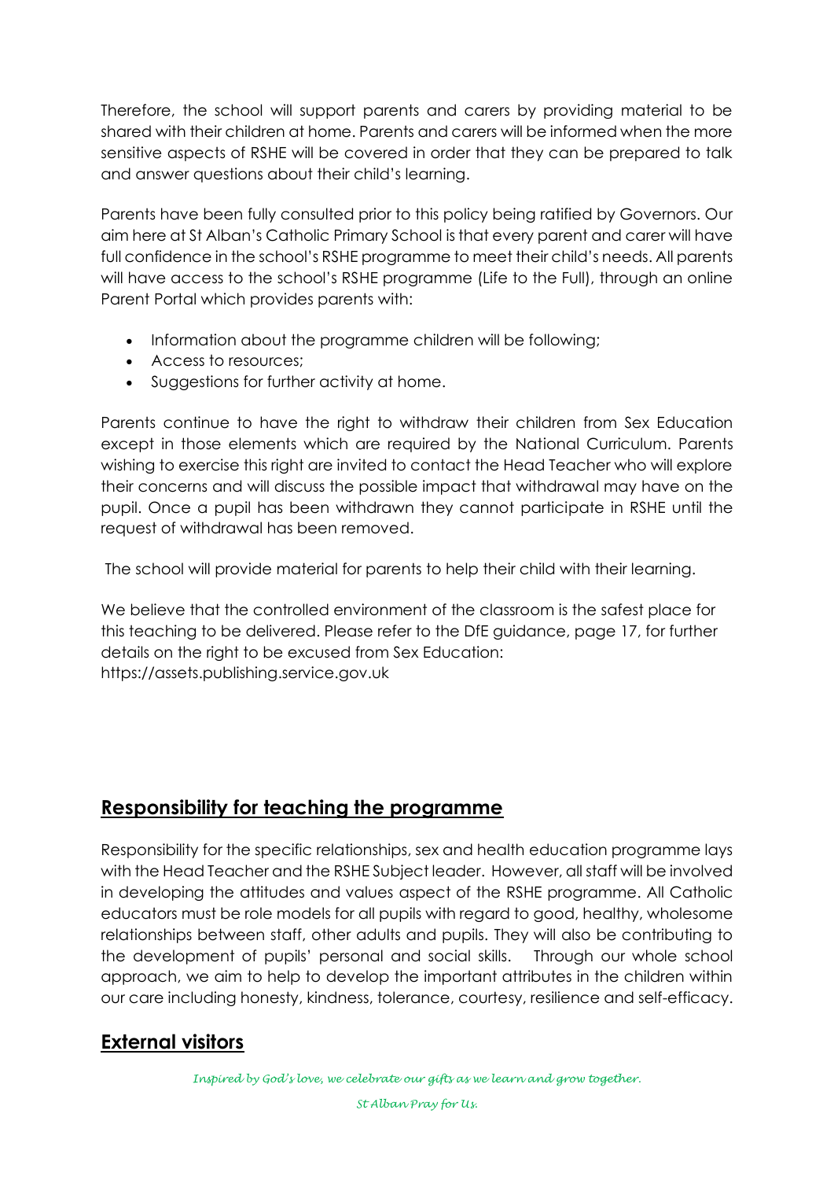Therefore, the school will support parents and carers by providing material to be shared with their children at home. Parents and carers will be informed when the more sensitive aspects of RSHE will be covered in order that they can be prepared to talk and answer questions about their child's learning.

Parents have been fully consulted prior to this policy being ratified by Governors. Our aim here at St Alban's Catholic Primary School is that every parent and carer will have full confidence in the school's RSHE programme to meet their child's needs. All parents will have access to the school's RSHE programme (Life to the Full), through an online Parent Portal which provides parents with:

- Information about the programme children will be following;
- Access to resources;
- Suggestions for further activity at home.

Parents continue to have the right to withdraw their children from Sex Education except in those elements which are required by the National Curriculum. Parents wishing to exercise this right are invited to contact the Head Teacher who will explore their concerns and will discuss the possible impact that withdrawal may have on the pupil. Once a pupil has been withdrawn they cannot participate in RSHE until the request of withdrawal has been removed.

The school will provide material for parents to help their child with their learning.

We believe that the controlled environment of the classroom is the safest place for this teaching to be delivered. Please refer to the DfE guidance, page 17, for further details on the right to be excused from Sex Education: https://assets.publishing.service.gov.uk

## Responsibility for teaching the programme

Responsibility for the specific relationships, sex and health education programme lays with the Head Teacher and the RSHE Subject leader. However, all staff will be involved in developing the attitudes and values aspect of the RSHE programme. All Catholic educators must be role models for all pupils with regard to good, healthy, wholesome relationships between staff, other adults and pupils. They will also be contributing to the development of pupils' personal and social skills. Through our whole school approach, we aim to help to develop the important attributes in the children within our care including honesty, kindness, tolerance, courtesy, resilience and self-efficacy.

## External visitors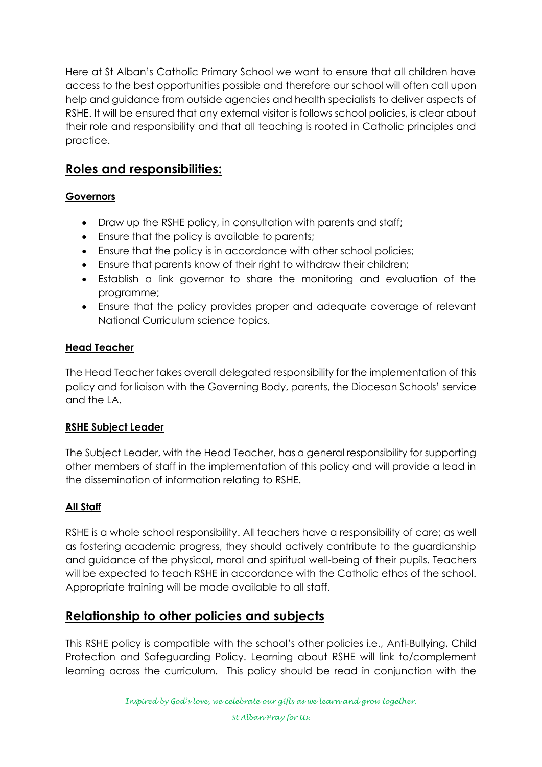Here at St Alban's Catholic Primary School we want to ensure that all children have access to the best opportunities possible and therefore our school will often call upon help and guidance from outside agencies and health specialists to deliver aspects of RSHE. It will be ensured that any external visitor is follows school policies, is clear about their role and responsibility and that all teaching is rooted in Catholic principles and practice.

## Roles and responsibilities:

### Governors

- Draw up the RSHE policy, in consultation with parents and staff;
- Ensure that the policy is available to parents;
- Ensure that the policy is in accordance with other school policies;
- Ensure that parents know of their right to withdraw their children;
- Establish a link governor to share the monitoring and evaluation of the programme;
- Ensure that the policy provides proper and adequate coverage of relevant National Curriculum science topics.

### Head Teacher

The Head Teacher takes overall delegated responsibility for the implementation of this policy and for liaison with the Governing Body, parents, the Diocesan Schools' service and the LA.

### RSHE Subject Leader

The Subject Leader, with the Head Teacher, has a general responsibility for supporting other members of staff in the implementation of this policy and will provide a lead in the dissemination of information relating to RSHE.

### All Staff

RSHE is a whole school responsibility. All teachers have a responsibility of care; as well as fostering academic progress, they should actively contribute to the guardianship and guidance of the physical, moral and spiritual well-being of their pupils. Teachers will be expected to teach RSHE in accordance with the Catholic ethos of the school. Appropriate training will be made available to all staff.

## Relationship to other policies and subjects

This RSHE policy is compatible with the school's other policies i.e., Anti-Bullying, Child Protection and Safeguarding Policy. Learning about RSHE will link to/complement learning across the curriculum. This policy should be read in conjunction with the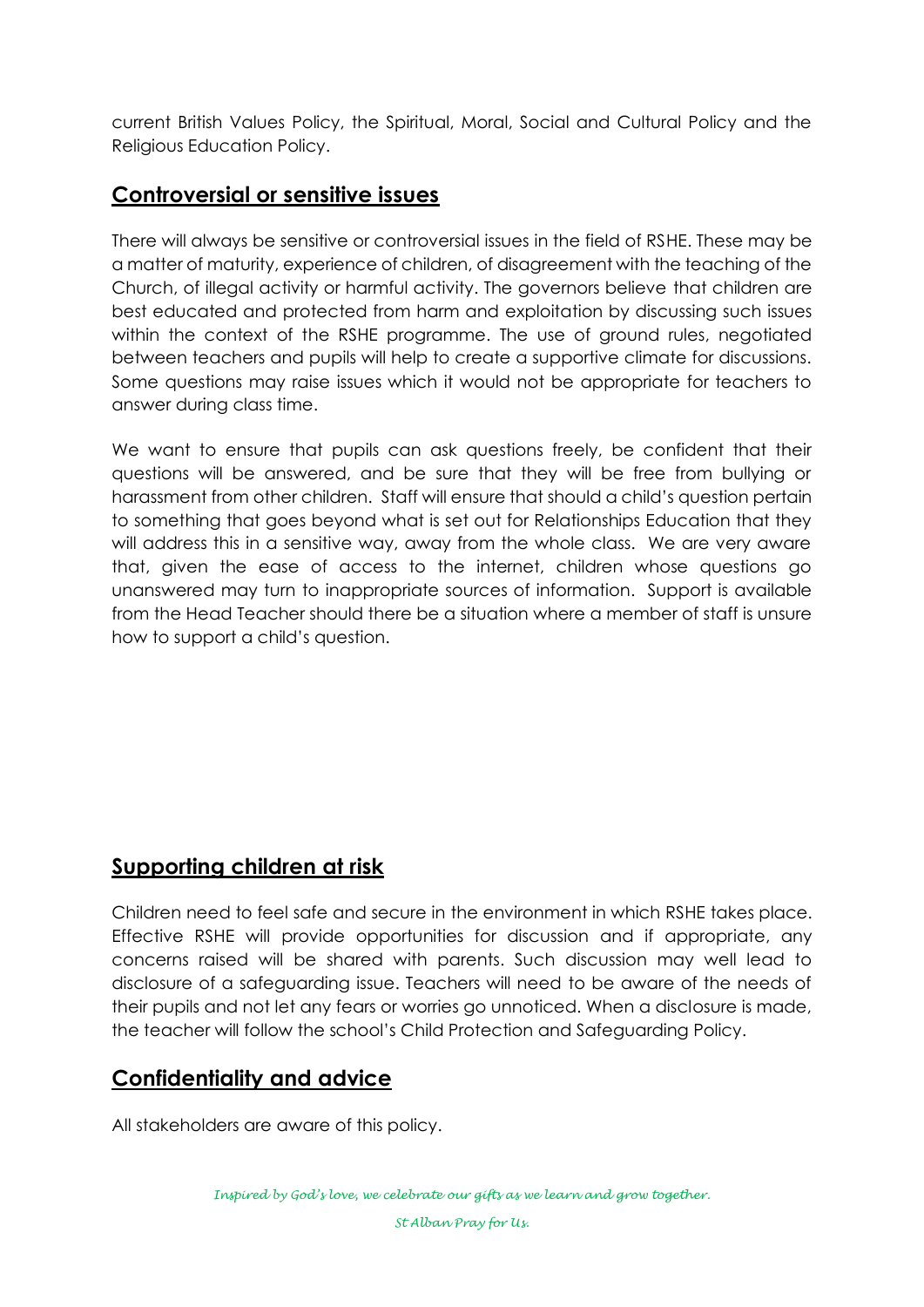current British Values Policy, the Spiritual, Moral, Social and Cultural Policy and the Religious Education Policy.

## Controversial or sensitive issues

There will always be sensitive or controversial issues in the field of RSHE. These may be a matter of maturity, experience of children, of disagreement with the teaching of the Church, of illegal activity or harmful activity. The governors believe that children are best educated and protected from harm and exploitation by discussing such issues within the context of the RSHE programme. The use of ground rules, negotiated between teachers and pupils will help to create a supportive climate for discussions. Some questions may raise issues which it would not be appropriate for teachers to answer during class time.

We want to ensure that pupils can ask questions freely, be confident that their questions will be answered, and be sure that they will be free from bullying or harassment from other children. Staff will ensure that should a child's question pertain to something that goes beyond what is set out for Relationships Education that they will address this in a sensitive way, away from the whole class. We are very aware that, given the ease of access to the internet, children whose questions go unanswered may turn to inappropriate sources of information. Support is available from the Head Teacher should there be a situation where a member of staff is unsure how to support a child's question.

## Supporting children at risk

Children need to feel safe and secure in the environment in which RSHE takes place. Effective RSHE will provide opportunities for discussion and if appropriate, any concerns raised will be shared with parents. Such discussion may well lead to disclosure of a safeguarding issue. Teachers will need to be aware of the needs of their pupils and not let any fears or worries go unnoticed. When a disclosure is made, the teacher will follow the school's Child Protection and Safeguarding Policy.

## Confidentiality and advice

All stakeholders are aware of this policy.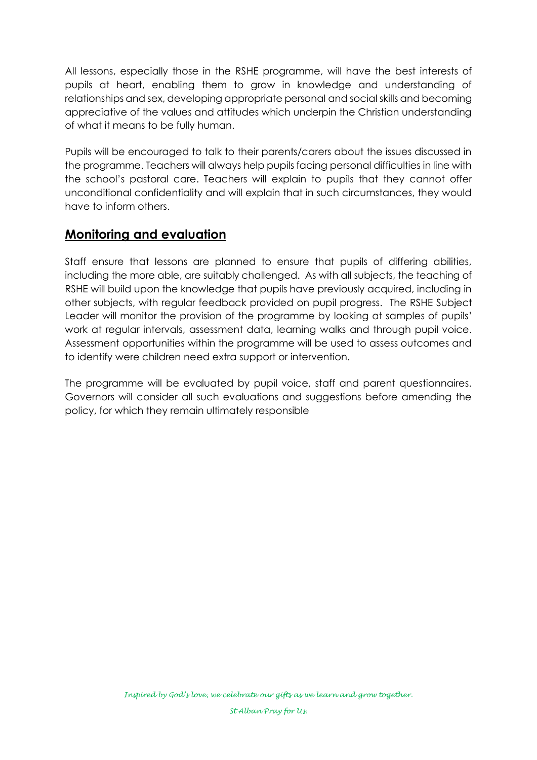All lessons, especially those in the RSHE programme, will have the best interests of pupils at heart, enabling them to grow in knowledge and understanding of relationships and sex, developing appropriate personal and social skills and becoming appreciative of the values and attitudes which underpin the Christian understanding of what it means to be fully human.

Pupils will be encouraged to talk to their parents/carers about the issues discussed in the programme. Teachers will always help pupils facing personal difficulties in line with the school's pastoral care. Teachers will explain to pupils that they cannot offer unconditional confidentiality and will explain that in such circumstances, they would have to inform others.

## Monitoring and evaluation

Staff ensure that lessons are planned to ensure that pupils of differing abilities, including the more able, are suitably challenged. As with all subjects, the teaching of RSHE will build upon the knowledge that pupils have previously acquired, including in other subjects, with regular feedback provided on pupil progress. The RSHE Subject Leader will monitor the provision of the programme by looking at samples of pupils' work at regular intervals, assessment data, learning walks and through pupil voice. Assessment opportunities within the programme will be used to assess outcomes and to identify were children need extra support or intervention.

The programme will be evaluated by pupil voice, staff and parent questionnaires. Governors will consider all such evaluations and suggestions before amending the policy, for which they remain ultimately responsible